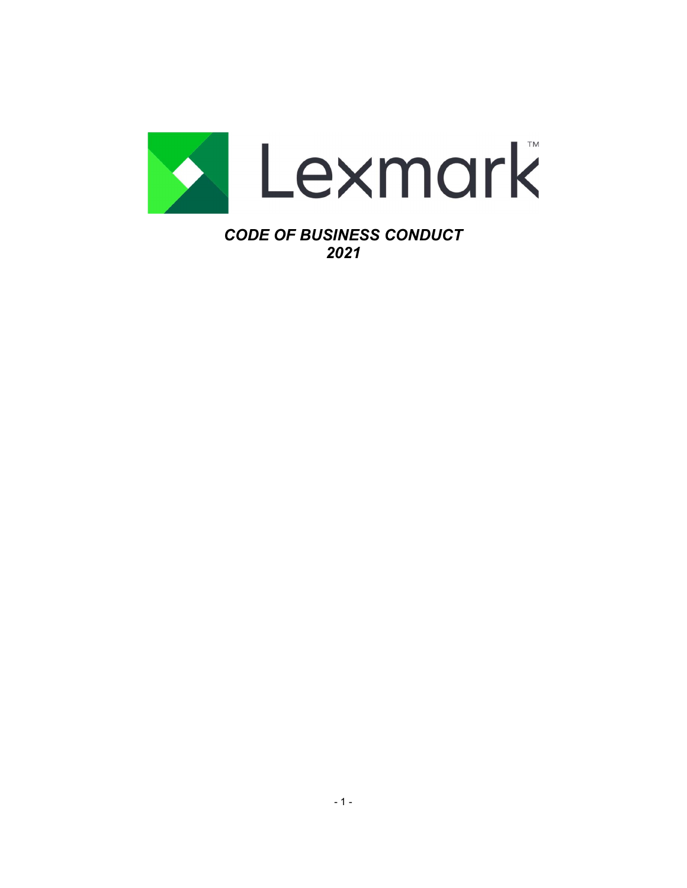Lexmark™

# *CODE OF BUSINESS CONDUCT*
# *2021*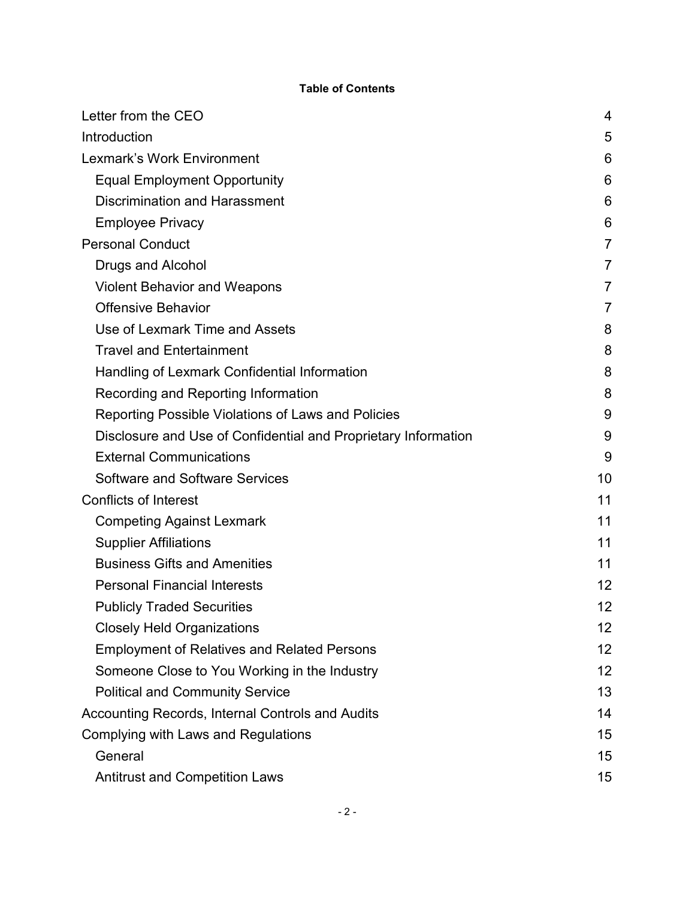**Table of Contents**

| | |
|---|---|
| Letter from the CEO | 4 |
| Introduction | 5 |
| Lexmark's Work Environment | 6 |
| Equal Employment Opportunity | 6 |
| Discrimination and Harassment | 6 |
| Employee Privacy | 6 |
| Personal Conduct | 7 |
| Drugs and Alcohol | 7 |
| Violent Behavior and Weapons | 7 |
| Offensive Behavior | 7 |
| Use of Lexmark Time and Assets | 8 |
| Travel and Entertainment | 8 |
| Handling of Lexmark Confidential Information | 8 |
| Recording and Reporting Information | 8 |
| Reporting Possible Violations of Laws and Policies | 9 |
| Disclosure and Use of Confidential and Proprietary Information | 9 |
| External Communications | 9 |
| Software and Software Services | 10 |
| Conflicts of Interest | 11 |
| Competing Against Lexmark | 11 |
| Supplier Affiliations | 11 |
| Business Gifts and Amenities | 11 |
| Personal Financial Interests | 12 |
| Publicly Traded Securities | 12 |
| Closely Held Organizations | 12 |
| Employment of Relatives and Related Persons | 12 |
| Someone Close to You Working in the Industry | 12 |
| Political and Community Service | 13 |
| Accounting Records, Internal Controls and Audits | 14 |
| Complying with Laws and Regulations | 15 |
| General | 15 |
| Antitrust and Competition Laws | 15 |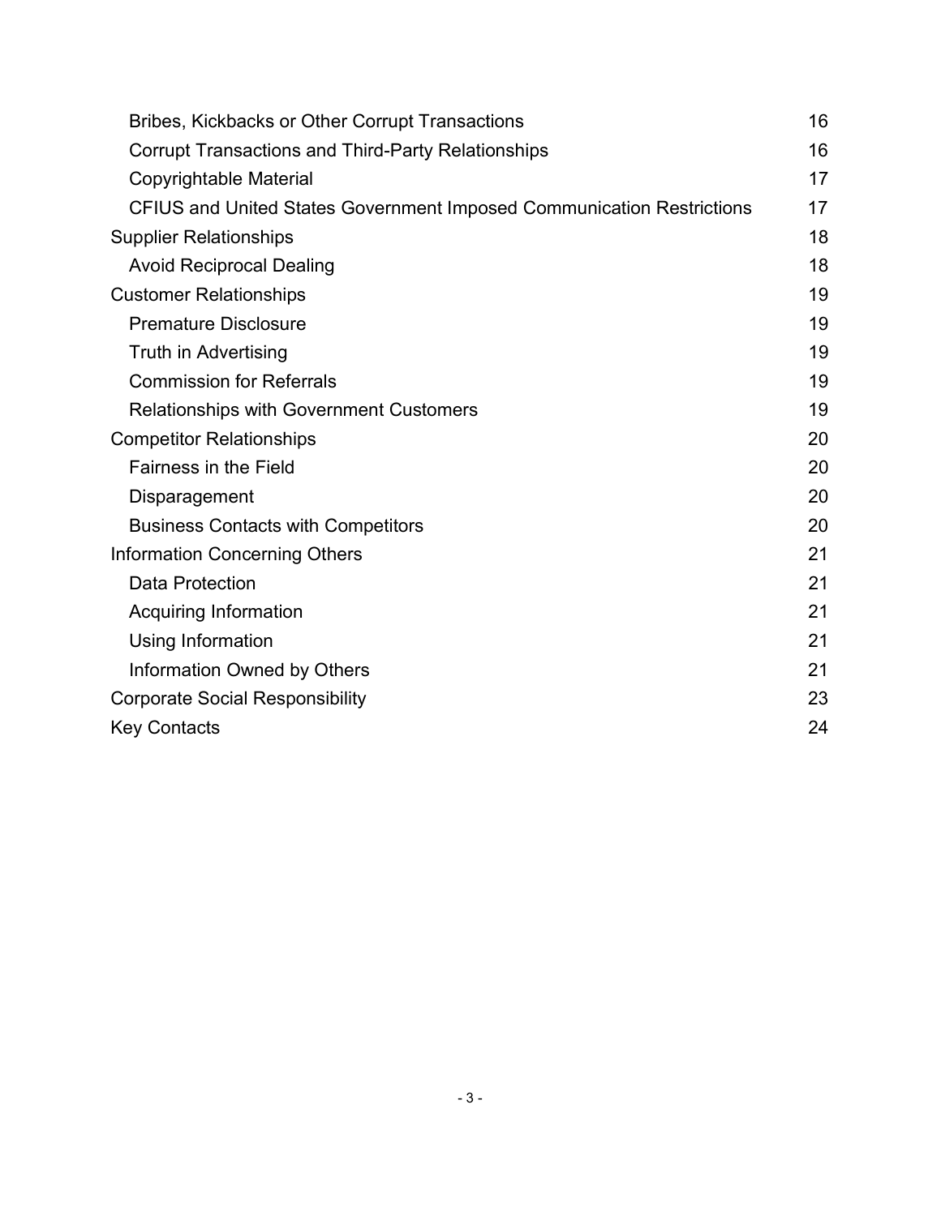| | |
|---|---|
| Bribes, Kickbacks or Other Corrupt Transactions | 16 |
| Corrupt Transactions and Third-Party Relationships | 16 |
| Copyrightable Material | 17 |
| CFIUS and United States Government Imposed Communication Restrictions | 17 |
| Supplier Relationships | 18 |
| Avoid Reciprocal Dealing | 18 |
| Customer Relationships | 19 |
| Premature Disclosure | 19 |
| Truth in Advertising | 19 |
| Commission for Referrals | 19 |
| Relationships with Government Customers | 19 |
| Competitor Relationships | 20 |
| Fairness in the Field | 20 |
| Disparagement | 20 |
| Business Contacts with Competitors | 20 |
| Information Concerning Others | 21 |
| Data Protection | 21 |
| Acquiring Information | 21 |
| Using Information | 21 |
| Information Owned by Others | 21 |
| Corporate Social Responsibility | 23 |
| Key Contacts | 24 |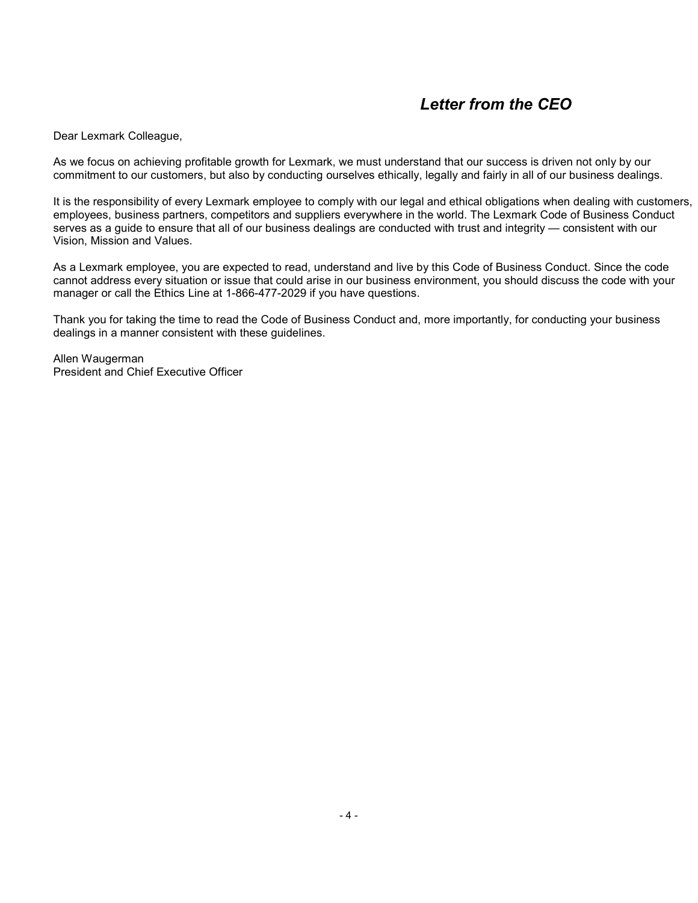## *Letter from the CEO*

Dear Lexmark Colleague,

As we focus on achieving profitable growth for Lexmark, we must understand that our success is driven not only by our commitment to our customers, but also by conducting ourselves ethically, legally and fairly in all of our business dealings.

It is the responsibility of every Lexmark employee to comply with our legal and ethical obligations when dealing with customers, employees, business partners, competitors and suppliers everywhere in the world. The Lexmark Code of Business Conduct serves as a guide to ensure that all of our business dealings are conducted with trust and integrity — consistent with our Vision, Mission and Values.

As a Lexmark employee, you are expected to read, understand and live by this Code of Business Conduct. Since the code cannot address every situation or issue that could arise in our business environment, you should discuss the code with your manager or call the Ethics Line at 1-866-477-2029 if you have questions.

Thank you for taking the time to read the Code of Business Conduct and, more importantly, for conducting your business dealings in a manner consistent with these guidelines.

Allen Waugerman
President and Chief Executive Officer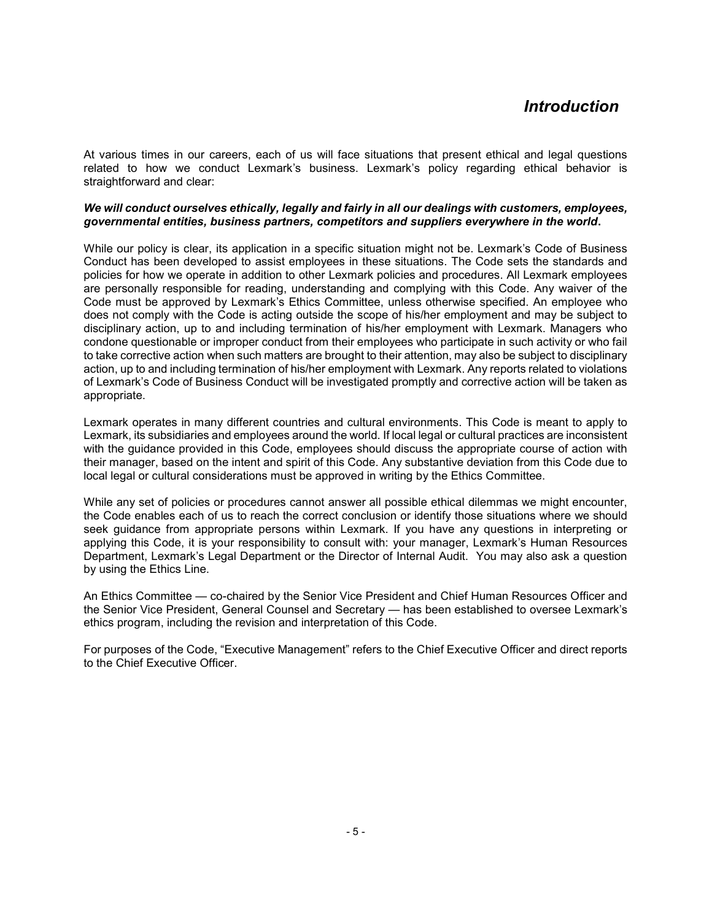# *Introduction*

At various times in our careers, each of us will face situations that present ethical and legal questions related to how we conduct Lexmark's business. Lexmark's policy regarding ethical behavior is straightforward and clear:

***We will conduct ourselves ethically, legally and fairly in all our dealings with customers, employees, governmental entities, business partners, competitors and suppliers everywhere in the world*.**

While our policy is clear, its application in a specific situation might not be. Lexmark's Code of Business Conduct has been developed to assist employees in these situations. The Code sets the standards and policies for how we operate in addition to other Lexmark policies and procedures. All Lexmark employees are personally responsible for reading, understanding and complying with this Code. Any waiver of the Code must be approved by Lexmark's Ethics Committee, unless otherwise specified. An employee who does not comply with the Code is acting outside the scope of his/her employment and may be subject to disciplinary action, up to and including termination of his/her employment with Lexmark. Managers who condone questionable or improper conduct from their employees who participate in such activity or who fail to take corrective action when such matters are brought to their attention, may also be subject to disciplinary action, up to and including termination of his/her employment with Lexmark. Any reports related to violations of Lexmark's Code of Business Conduct will be investigated promptly and corrective action will be taken as appropriate.

Lexmark operates in many different countries and cultural environments. This Code is meant to apply to Lexmark, its subsidiaries and employees around the world. If local legal or cultural practices are inconsistent with the guidance provided in this Code, employees should discuss the appropriate course of action with their manager, based on the intent and spirit of this Code. Any substantive deviation from this Code due to local legal or cultural considerations must be approved in writing by the Ethics Committee.

While any set of policies or procedures cannot answer all possible ethical dilemmas we might encounter, the Code enables each of us to reach the correct conclusion or identify those situations where we should seek guidance from appropriate persons within Lexmark. If you have any questions in interpreting or applying this Code, it is your responsibility to consult with: your manager, Lexmark's Human Resources Department, Lexmark's Legal Department or the Director of Internal Audit. You may also ask a question by using the Ethics Line.

An Ethics Committee — co-chaired by the Senior Vice President and Chief Human Resources Officer and the Senior Vice President, General Counsel and Secretary — has been established to oversee Lexmark's ethics program, including the revision and interpretation of this Code.

For purposes of the Code, "Executive Management" refers to the Chief Executive Officer and direct reports to the Chief Executive Officer.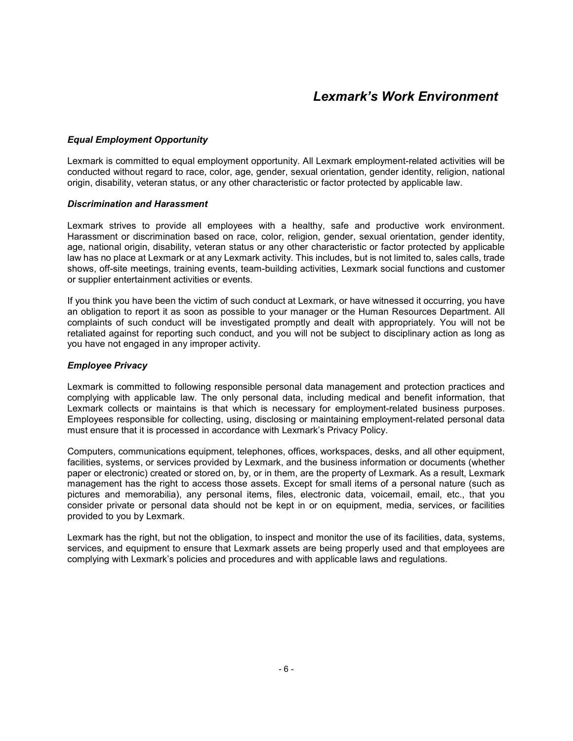# *Lexmark's Work Environment*

### *Equal Employment Opportunity*

Lexmark is committed to equal employment opportunity. All Lexmark employment-related activities will be conducted without regard to race, color, age, gender, sexual orientation, gender identity, religion, national origin, disability, veteran status, or any other characteristic or factor protected by applicable law.

### *Discrimination and Harassment*

Lexmark strives to provide all employees with a healthy, safe and productive work environment. Harassment or discrimination based on race, color, religion, gender, sexual orientation, gender identity, age, national origin, disability, veteran status or any other characteristic or factor protected by applicable law has no place at Lexmark or at any Lexmark activity. This includes, but is not limited to, sales calls, trade shows, off-site meetings, training events, team-building activities, Lexmark social functions and customer or supplier entertainment activities or events.

If you think you have been the victim of such conduct at Lexmark, or have witnessed it occurring, you have an obligation to report it as soon as possible to your manager or the Human Resources Department. All complaints of such conduct will be investigated promptly and dealt with appropriately. You will not be retaliated against for reporting such conduct, and you will not be subject to disciplinary action as long as you have not engaged in any improper activity.

### *Employee Privacy*

Lexmark is committed to following responsible personal data management and protection practices and complying with applicable law. The only personal data, including medical and benefit information, that Lexmark collects or maintains is that which is necessary for employment-related business purposes. Employees responsible for collecting, using, disclosing or maintaining employment-related personal data must ensure that it is processed in accordance with Lexmark's Privacy Policy.

Computers, communications equipment, telephones, offices, workspaces, desks, and all other equipment, facilities, systems, or services provided by Lexmark, and the business information or documents (whether paper or electronic) created or stored on, by, or in them, are the property of Lexmark. As a result, Lexmark management has the right to access those assets. Except for small items of a personal nature (such as pictures and memorabilia), any personal items, files, electronic data, voicemail, email, etc., that you consider private or personal data should not be kept in or on equipment, media, services, or facilities provided to you by Lexmark.

Lexmark has the right, but not the obligation, to inspect and monitor the use of its facilities, data, systems, services, and equipment to ensure that Lexmark assets are being properly used and that employees are complying with Lexmark's policies and procedures and with applicable laws and regulations.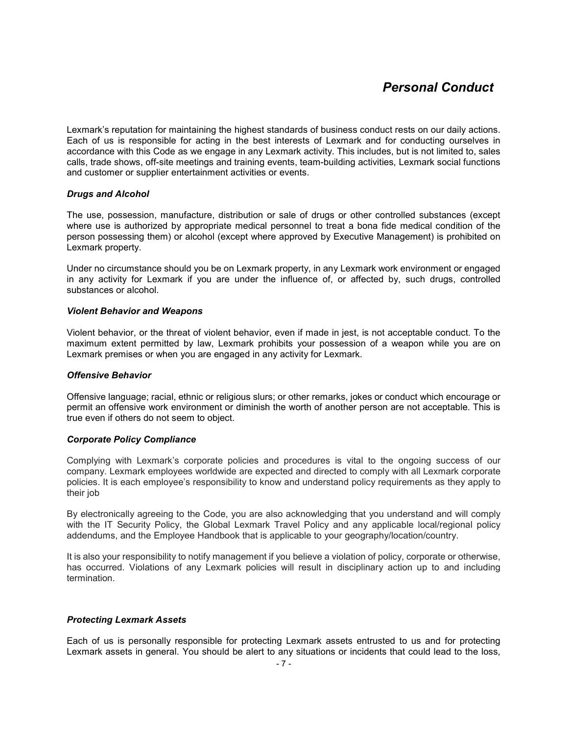# *Personal Conduct*

Lexmark's reputation for maintaining the highest standards of business conduct rests on our daily actions. Each of us is responsible for acting in the best interests of Lexmark and for conducting ourselves in accordance with this Code as we engage in any Lexmark activity. This includes, but is not limited to, sales calls, trade shows, off-site meetings and training events, team-building activities, Lexmark social functions and customer or supplier entertainment activities or events.

### *Drugs and Alcohol*

The use, possession, manufacture, distribution or sale of drugs or other controlled substances (except where use is authorized by appropriate medical personnel to treat a bona fide medical condition of the person possessing them) or alcohol (except where approved by Executive Management) is prohibited on Lexmark property.

Under no circumstance should you be on Lexmark property, in any Lexmark work environment or engaged in any activity for Lexmark if you are under the influence of, or affected by, such drugs, controlled substances or alcohol.

### *Violent Behavior and Weapons*

Violent behavior, or the threat of violent behavior, even if made in jest, is not acceptable conduct. To the maximum extent permitted by law, Lexmark prohibits your possession of a weapon while you are on Lexmark premises or when you are engaged in any activity for Lexmark.

### *Offensive Behavior*

Offensive language; racial, ethnic or religious slurs; or other remarks, jokes or conduct which encourage or permit an offensive work environment or diminish the worth of another person are not acceptable. This is true even if others do not seem to object.

### *Corporate Policy Compliance*

Complying with Lexmark's corporate policies and procedures is vital to the ongoing success of our company. Lexmark employees worldwide are expected and directed to comply with all Lexmark corporate policies. It is each employee's responsibility to know and understand policy requirements as they apply to their job

By electronically agreeing to the Code, you are also acknowledging that you understand and will comply with the IT Security Policy, the Global Lexmark Travel Policy and any applicable local/regional policy addendums, and the Employee Handbook that is applicable to your geography/location/country.

It is also your responsibility to notify management if you believe a violation of policy, corporate or otherwise, has occurred. Violations of any Lexmark policies will result in disciplinary action up to and including termination.

### *Protecting Lexmark Assets*

Each of us is personally responsible for protecting Lexmark assets entrusted to us and for protecting Lexmark assets in general. You should be alert to any situations or incidents that could lead to the loss,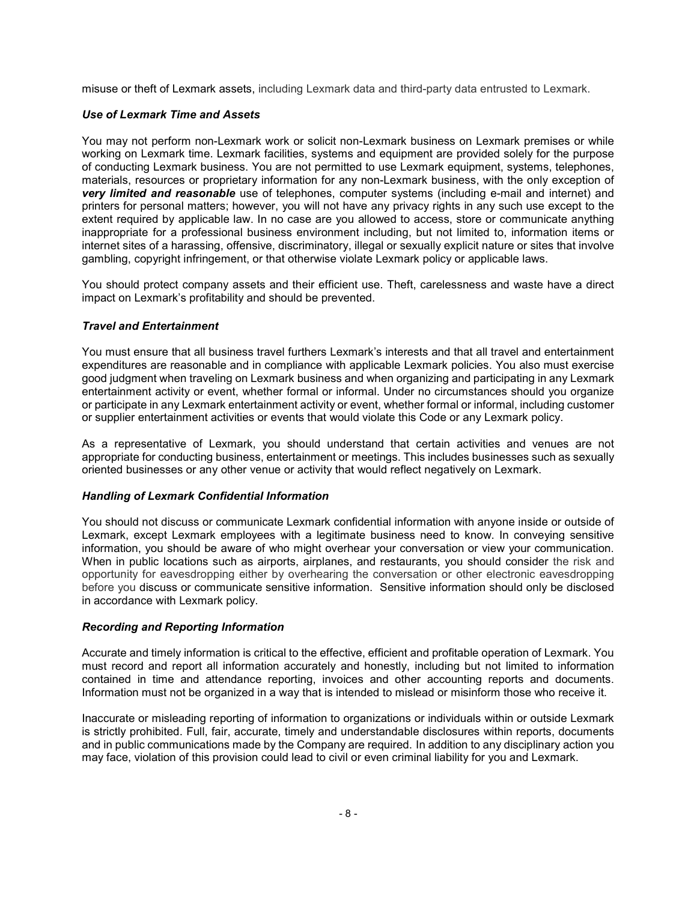misuse or theft of Lexmark assets, including Lexmark data and third-party data entrusted to Lexmark.

### *Use of Lexmark Time and Assets*

You may not perform non-Lexmark work or solicit non-Lexmark business on Lexmark premises or while working on Lexmark time. Lexmark facilities, systems and equipment are provided solely for the purpose of conducting Lexmark business. You are not permitted to use Lexmark equipment, systems, telephones, materials, resources or proprietary information for any non-Lexmark business, with the only exception of ***very limited and reasonable*** use of telephones, computer systems (including e-mail and internet) and printers for personal matters; however, you will not have any privacy rights in any such use except to the extent required by applicable law. In no case are you allowed to access, store or communicate anything inappropriate for a professional business environment including, but not limited to, information items or internet sites of a harassing, offensive, discriminatory, illegal or sexually explicit nature or sites that involve gambling, copyright infringement, or that otherwise violate Lexmark policy or applicable laws.

You should protect company assets and their efficient use. Theft, carelessness and waste have a direct impact on Lexmark's profitability and should be prevented.

### *Travel and Entertainment*

You must ensure that all business travel furthers Lexmark's interests and that all travel and entertainment expenditures are reasonable and in compliance with applicable Lexmark policies. You also must exercise good judgment when traveling on Lexmark business and when organizing and participating in any Lexmark entertainment activity or event, whether formal or informal. Under no circumstances should you organize or participate in any Lexmark entertainment activity or event, whether formal or informal, including customer or supplier entertainment activities or events that would violate this Code or any Lexmark policy.

As a representative of Lexmark, you should understand that certain activities and venues are not appropriate for conducting business, entertainment or meetings. This includes businesses such as sexually oriented businesses or any other venue or activity that would reflect negatively on Lexmark.

### *Handling of Lexmark Confidential Information*

You should not discuss or communicate Lexmark confidential information with anyone inside or outside of Lexmark, except Lexmark employees with a legitimate business need to know. In conveying sensitive information, you should be aware of who might overhear your conversation or view your communication. When in public locations such as airports, airplanes, and restaurants, you should consider the risk and opportunity for eavesdropping either by overhearing the conversation or other electronic eavesdropping before you discuss or communicate sensitive information. Sensitive information should only be disclosed in accordance with Lexmark policy.

### *Recording and Reporting Information*

Accurate and timely information is critical to the effective, efficient and profitable operation of Lexmark. You must record and report all information accurately and honestly, including but not limited to information contained in time and attendance reporting, invoices and other accounting reports and documents. Information must not be organized in a way that is intended to mislead or misinform those who receive it.

Inaccurate or misleading reporting of information to organizations or individuals within or outside Lexmark is strictly prohibited. Full, fair, accurate, timely and understandable disclosures within reports, documents and in public communications made by the Company are required. In addition to any disciplinary action you may face, violation of this provision could lead to civil or even criminal liability for you and Lexmark.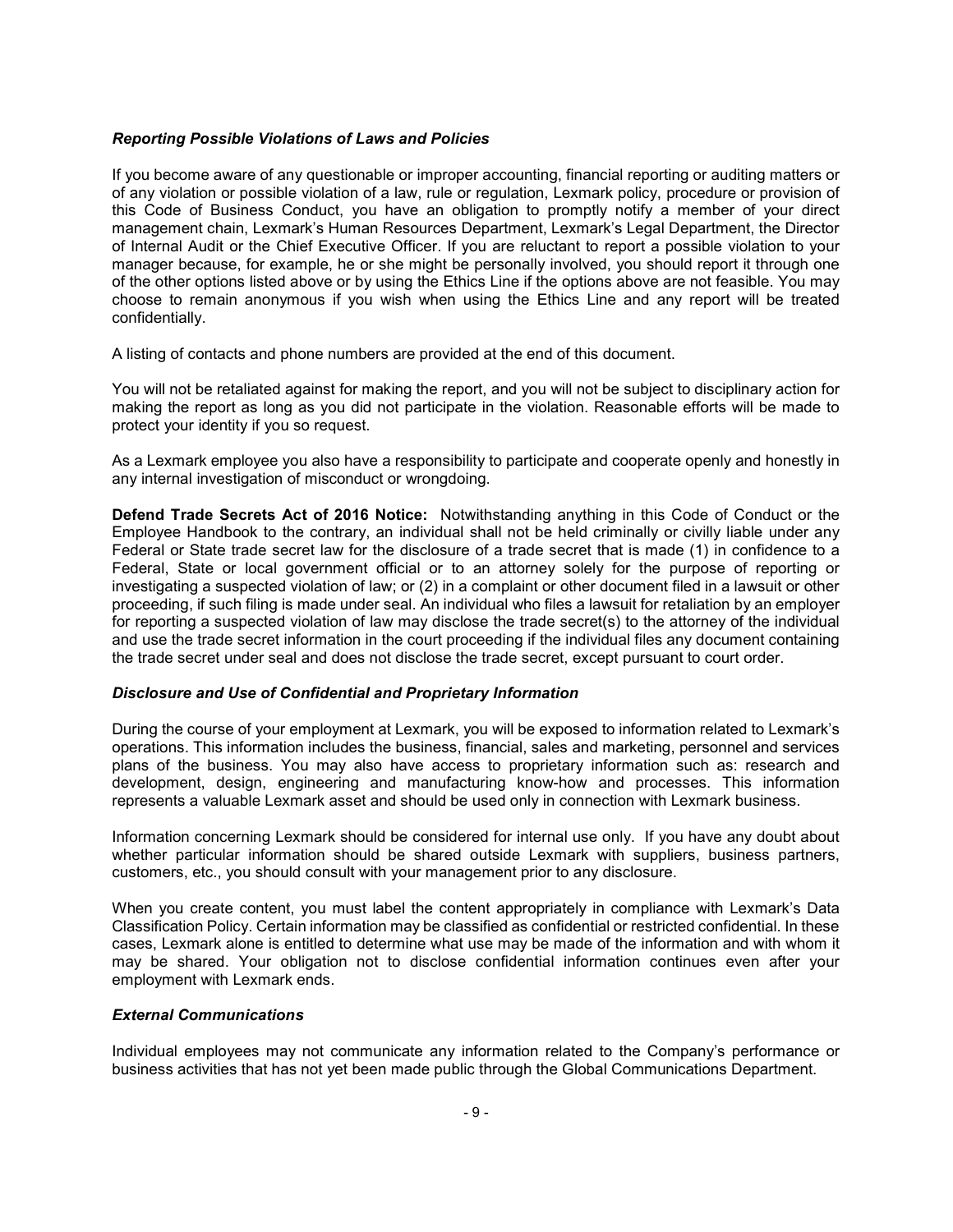### *Reporting Possible Violations of Laws and Policies*

If you become aware of any questionable or improper accounting, financial reporting or auditing matters or of any violation or possible violation of a law, rule or regulation, Lexmark policy, procedure or provision of this Code of Business Conduct, you have an obligation to promptly notify a member of your direct management chain, Lexmark's Human Resources Department, Lexmark's Legal Department, the Director of Internal Audit or the Chief Executive Officer. If you are reluctant to report a possible violation to your manager because, for example, he or she might be personally involved, you should report it through one of the other options listed above or by using the Ethics Line if the options above are not feasible. You may choose to remain anonymous if you wish when using the Ethics Line and any report will be treated confidentially.

A listing of contacts and phone numbers are provided at the end of this document.

You will not be retaliated against for making the report, and you will not be subject to disciplinary action for making the report as long as you did not participate in the violation. Reasonable efforts will be made to protect your identity if you so request.

As a Lexmark employee you also have a responsibility to participate and cooperate openly and honestly in any internal investigation of misconduct or wrongdoing.

**Defend Trade Secrets Act of 2016 Notice:** Notwithstanding anything in this Code of Conduct or the Employee Handbook to the contrary, an individual shall not be held criminally or civilly liable under any Federal or State trade secret law for the disclosure of a trade secret that is made (1) in confidence to a Federal, State or local government official or to an attorney solely for the purpose of reporting or investigating a suspected violation of law; or (2) in a complaint or other document filed in a lawsuit or other proceeding, if such filing is made under seal. An individual who files a lawsuit for retaliation by an employer for reporting a suspected violation of law may disclose the trade secret(s) to the attorney of the individual and use the trade secret information in the court proceeding if the individual files any document containing the trade secret under seal and does not disclose the trade secret, except pursuant to court order.

### *Disclosure and Use of Confidential and Proprietary Information*

During the course of your employment at Lexmark, you will be exposed to information related to Lexmark's operations. This information includes the business, financial, sales and marketing, personnel and services plans of the business. You may also have access to proprietary information such as: research and development, design, engineering and manufacturing know-how and processes. This information represents a valuable Lexmark asset and should be used only in connection with Lexmark business.

Information concerning Lexmark should be considered for internal use only. If you have any doubt about whether particular information should be shared outside Lexmark with suppliers, business partners, customers, etc., you should consult with your management prior to any disclosure.

When you create content, you must label the content appropriately in compliance with Lexmark's Data Classification Policy. Certain information may be classified as confidential or restricted confidential. In these cases, Lexmark alone is entitled to determine what use may be made of the information and with whom it may be shared. Your obligation not to disclose confidential information continues even after your employment with Lexmark ends.

### *External Communications*

Individual employees may not communicate any information related to the Company's performance or business activities that has not yet been made public through the Global Communications Department.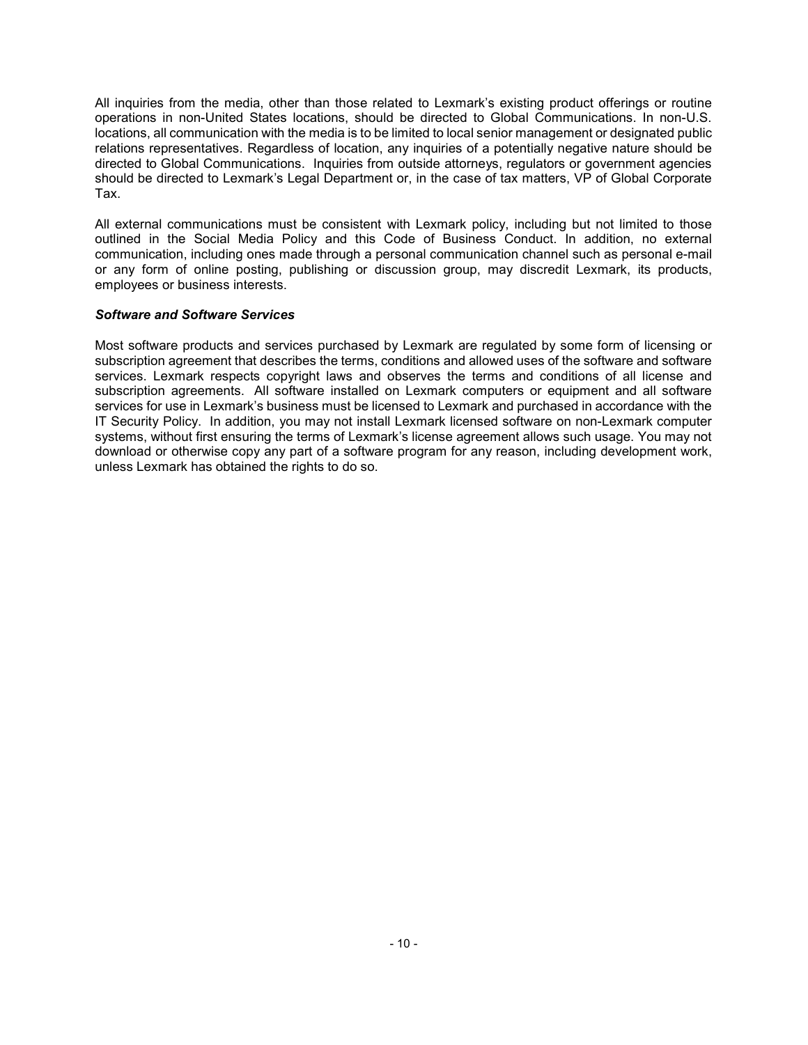All inquiries from the media, other than those related to Lexmark's existing product offerings or routine operations in non-United States locations, should be directed to Global Communications. In non-U.S. locations, all communication with the media is to be limited to local senior management or designated public relations representatives. Regardless of location, any inquiries of a potentially negative nature should be directed to Global Communications. Inquiries from outside attorneys, regulators or government agencies should be directed to Lexmark's Legal Department or, in the case of tax matters, VP of Global Corporate Tax.

All external communications must be consistent with Lexmark policy, including but not limited to those outlined in the Social Media Policy and this Code of Business Conduct. In addition, no external communication, including ones made through a personal communication channel such as personal e-mail or any form of online posting, publishing or discussion group, may discredit Lexmark, its products, employees or business interests.

### ***Software and Software Services***

Most software products and services purchased by Lexmark are regulated by some form of licensing or subscription agreement that describes the terms, conditions and allowed uses of the software and software services. Lexmark respects copyright laws and observes the terms and conditions of all license and subscription agreements. All software installed on Lexmark computers or equipment and all software services for use in Lexmark's business must be licensed to Lexmark and purchased in accordance with the IT Security Policy. In addition, you may not install Lexmark licensed software on non-Lexmark computer systems, without first ensuring the terms of Lexmark's license agreement allows such usage. You may not download or otherwise copy any part of a software program for any reason, including development work, unless Lexmark has obtained the rights to do so.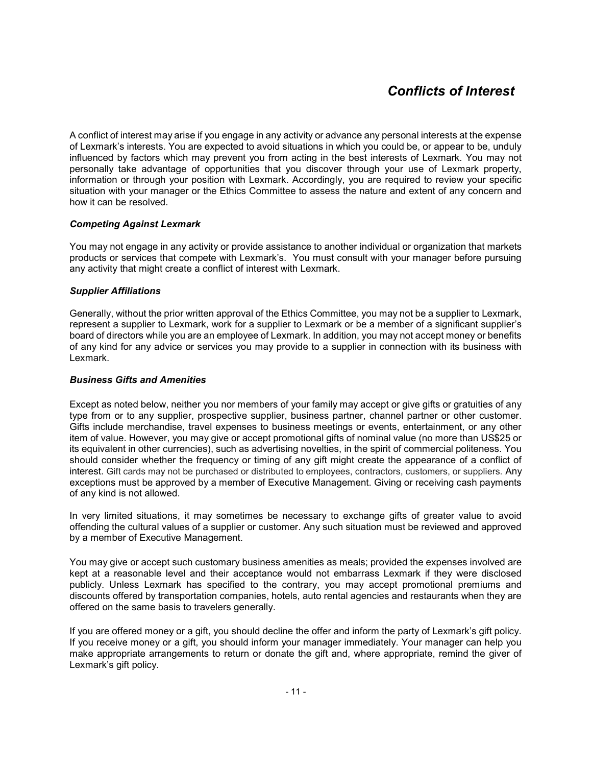# *Conflicts of Interest*

A conflict of interest may arise if you engage in any activity or advance any personal interests at the expense of Lexmark's interests. You are expected to avoid situations in which you could be, or appear to be, unduly influenced by factors which may prevent you from acting in the best interests of Lexmark. You may not personally take advantage of opportunities that you discover through your use of Lexmark property, information or through your position with Lexmark. Accordingly, you are required to review your specific situation with your manager or the Ethics Committee to assess the nature and extent of any concern and how it can be resolved.

### *Competing Against Lexmark*

You may not engage in any activity or provide assistance to another individual or organization that markets products or services that compete with Lexmark's. You must consult with your manager before pursuing any activity that might create a conflict of interest with Lexmark.

### *Supplier Affiliations*

Generally, without the prior written approval of the Ethics Committee, you may not be a supplier to Lexmark, represent a supplier to Lexmark, work for a supplier to Lexmark or be a member of a significant supplier's board of directors while you are an employee of Lexmark. In addition, you may not accept money or benefits of any kind for any advice or services you may provide to a supplier in connection with its business with Lexmark.

### *Business Gifts and Amenities*

Except as noted below, neither you nor members of your family may accept or give gifts or gratuities of any type from or to any supplier, prospective supplier, business partner, channel partner or other customer. Gifts include merchandise, travel expenses to business meetings or events, entertainment, or any other item of value. However, you may give or accept promotional gifts of nominal value (no more than US$25 or its equivalent in other currencies), such as advertising novelties, in the spirit of commercial politeness. You should consider whether the frequency or timing of any gift might create the appearance of a conflict of interest. Gift cards may not be purchased or distributed to employees, contractors, customers, or suppliers. Any exceptions must be approved by a member of Executive Management. Giving or receiving cash payments of any kind is not allowed.

In very limited situations, it may sometimes be necessary to exchange gifts of greater value to avoid offending the cultural values of a supplier or customer. Any such situation must be reviewed and approved by a member of Executive Management.

You may give or accept such customary business amenities as meals; provided the expenses involved are kept at a reasonable level and their acceptance would not embarrass Lexmark if they were disclosed publicly. Unless Lexmark has specified to the contrary, you may accept promotional premiums and discounts offered by transportation companies, hotels, auto rental agencies and restaurants when they are offered on the same basis to travelers generally.

If you are offered money or a gift, you should decline the offer and inform the party of Lexmark's gift policy. If you receive money or a gift, you should inform your manager immediately. Your manager can help you make appropriate arrangements to return or donate the gift and, where appropriate, remind the giver of Lexmark's gift policy.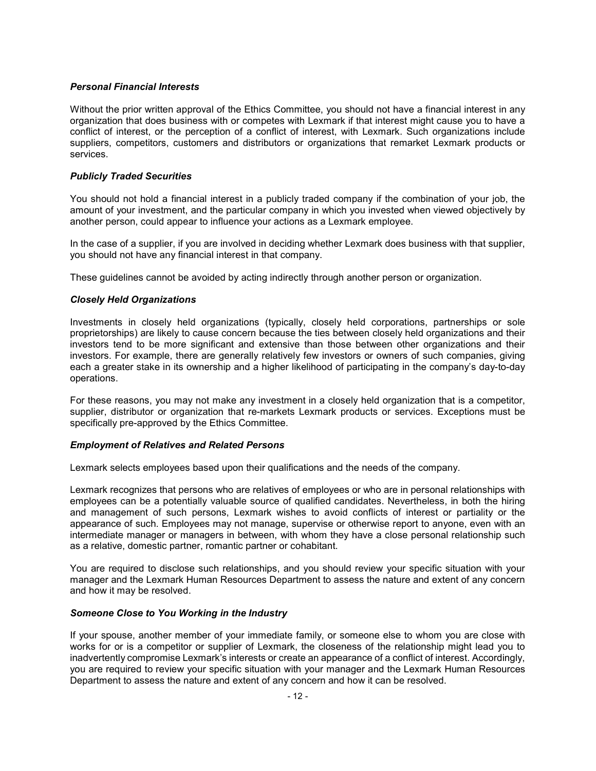### *Personal Financial Interests*

Without the prior written approval of the Ethics Committee, you should not have a financial interest in any organization that does business with or competes with Lexmark if that interest might cause you to have a conflict of interest, or the perception of a conflict of interest, with Lexmark. Such organizations include suppliers, competitors, customers and distributors or organizations that remarket Lexmark products or services.

### *Publicly Traded Securities*

You should not hold a financial interest in a publicly traded company if the combination of your job, the amount of your investment, and the particular company in which you invested when viewed objectively by another person, could appear to influence your actions as a Lexmark employee.

In the case of a supplier, if you are involved in deciding whether Lexmark does business with that supplier, you should not have any financial interest in that company.

These guidelines cannot be avoided by acting indirectly through another person or organization.

### *Closely Held Organizations*

Investments in closely held organizations (typically, closely held corporations, partnerships or sole proprietorships) are likely to cause concern because the ties between closely held organizations and their investors tend to be more significant and extensive than those between other organizations and their investors. For example, there are generally relatively few investors or owners of such companies, giving each a greater stake in its ownership and a higher likelihood of participating in the company's day-to-day operations.

For these reasons, you may not make any investment in a closely held organization that is a competitor, supplier, distributor or organization that re-markets Lexmark products or services. Exceptions must be specifically pre-approved by the Ethics Committee.

### *Employment of Relatives and Related Persons*

Lexmark selects employees based upon their qualifications and the needs of the company.

Lexmark recognizes that persons who are relatives of employees or who are in personal relationships with employees can be a potentially valuable source of qualified candidates. Nevertheless, in both the hiring and management of such persons, Lexmark wishes to avoid conflicts of interest or partiality or the appearance of such. Employees may not manage, supervise or otherwise report to anyone, even with an intermediate manager or managers in between, with whom they have a close personal relationship such as a relative, domestic partner, romantic partner or cohabitant.

You are required to disclose such relationships, and you should review your specific situation with your manager and the Lexmark Human Resources Department to assess the nature and extent of any concern and how it may be resolved.

### *Someone Close to You Working in the Industry*

If your spouse, another member of your immediate family, or someone else to whom you are close with works for or is a competitor or supplier of Lexmark, the closeness of the relationship might lead you to inadvertently compromise Lexmark's interests or create an appearance of a conflict of interest. Accordingly, you are required to review your specific situation with your manager and the Lexmark Human Resources Department to assess the nature and extent of any concern and how it can be resolved.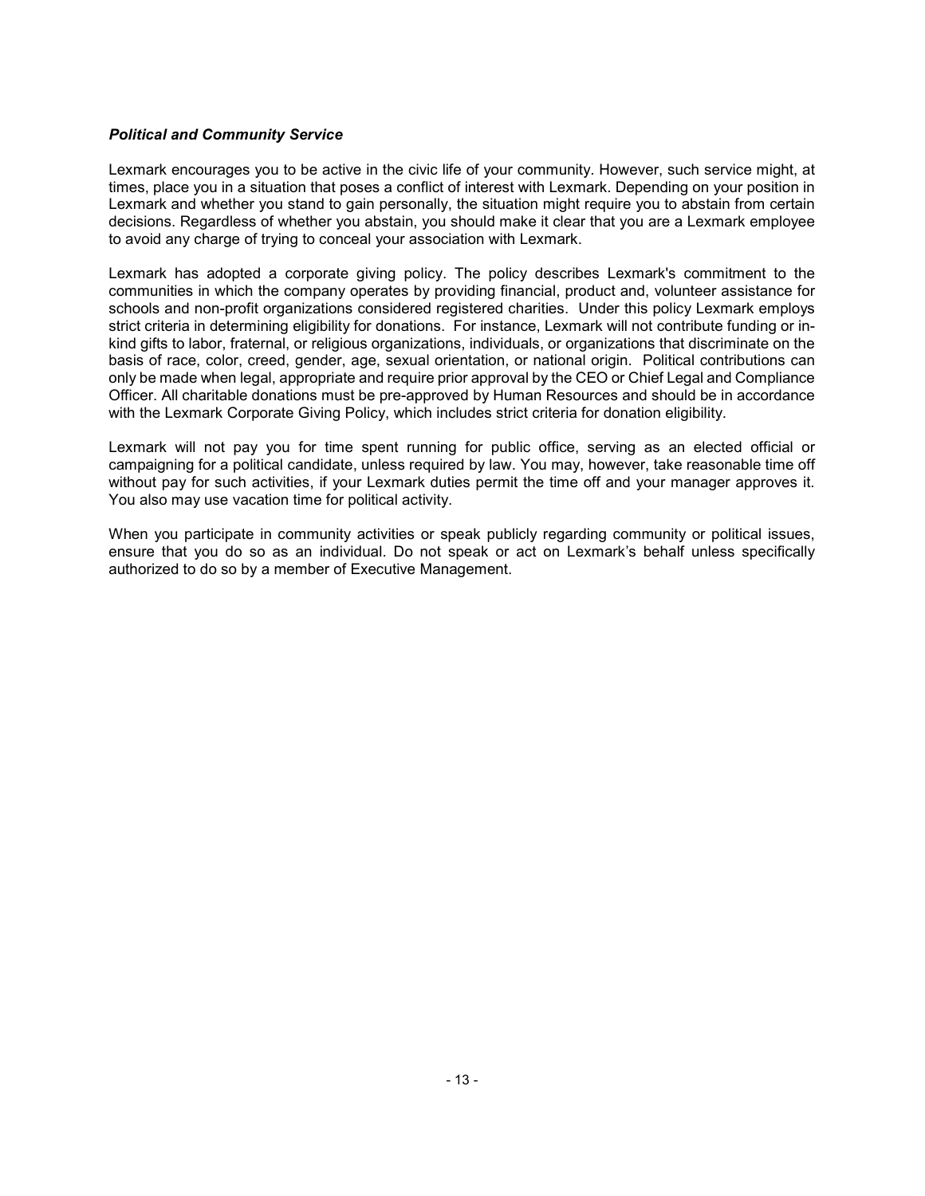***Political and Community Service***

Lexmark encourages you to be active in the civic life of your community. However, such service might, at times, place you in a situation that poses a conflict of interest with Lexmark. Depending on your position in Lexmark and whether you stand to gain personally, the situation might require you to abstain from certain decisions. Regardless of whether you abstain, you should make it clear that you are a Lexmark employee to avoid any charge of trying to conceal your association with Lexmark.

Lexmark has adopted a corporate giving policy. The policy describes Lexmark's commitment to the communities in which the company operates by providing financial, product and, volunteer assistance for schools and non-profit organizations considered registered charities. Under this policy Lexmark employs strict criteria in determining eligibility for donations. For instance, Lexmark will not contribute funding or in-kind gifts to labor, fraternal, or religious organizations, individuals, or organizations that discriminate on the basis of race, color, creed, gender, age, sexual orientation, or national origin. Political contributions can only be made when legal, appropriate and require prior approval by the CEO or Chief Legal and Compliance Officer. All charitable donations must be pre-approved by Human Resources and should be in accordance with the Lexmark Corporate Giving Policy, which includes strict criteria for donation eligibility.

Lexmark will not pay you for time spent running for public office, serving as an elected official or campaigning for a political candidate, unless required by law. You may, however, take reasonable time off without pay for such activities, if your Lexmark duties permit the time off and your manager approves it. You also may use vacation time for political activity.

When you participate in community activities or speak publicly regarding community or political issues, ensure that you do so as an individual. Do not speak or act on Lexmark's behalf unless specifically authorized to do so by a member of Executive Management.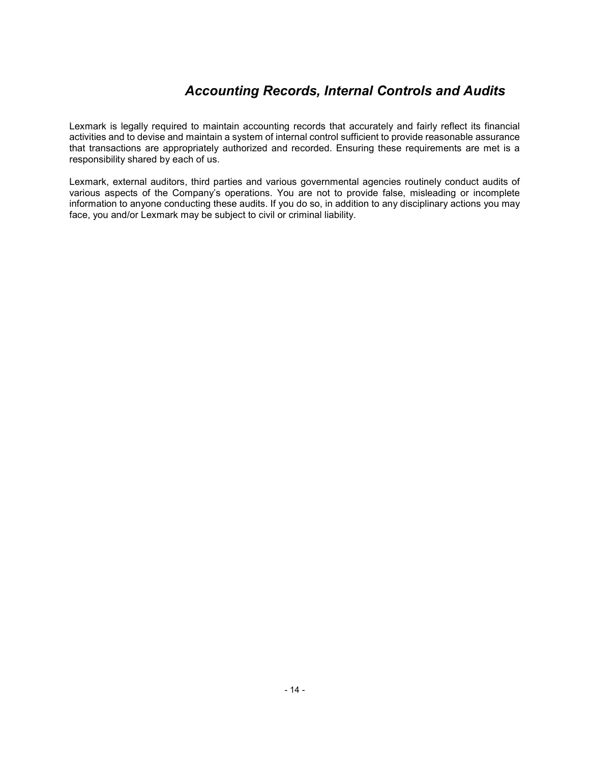## *Accounting Records, Internal Controls and Audits*

Lexmark is legally required to maintain accounting records that accurately and fairly reflect its financial activities and to devise and maintain a system of internal control sufficient to provide reasonable assurance that transactions are appropriately authorized and recorded. Ensuring these requirements are met is a responsibility shared by each of us.

Lexmark, external auditors, third parties and various governmental agencies routinely conduct audits of various aspects of the Company's operations. You are not to provide false, misleading or incomplete information to anyone conducting these audits. If you do so, in addition to any disciplinary actions you may face, you and/or Lexmark may be subject to civil or criminal liability.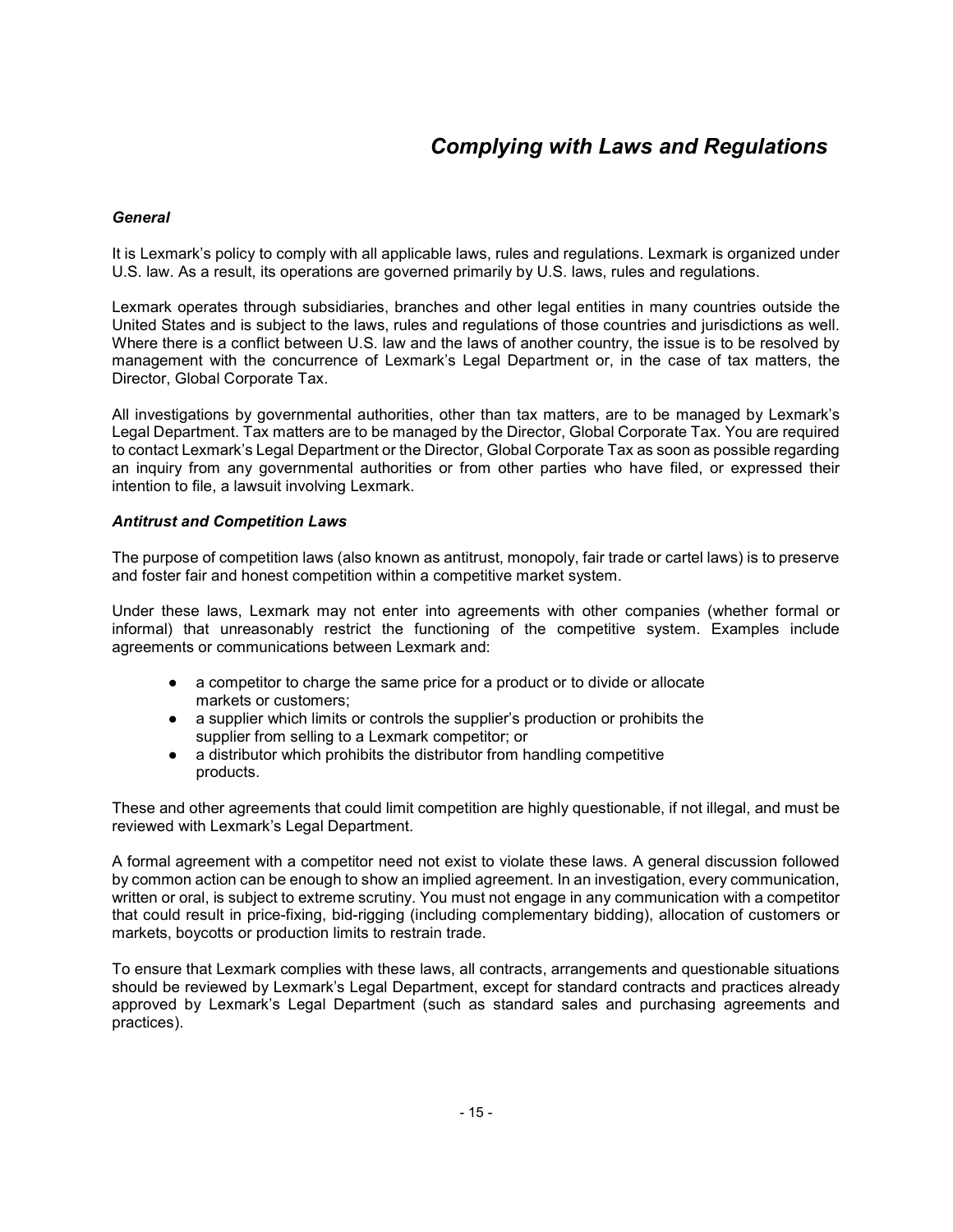# *Complying with Laws and Regulations*

### *General*

It is Lexmark's policy to comply with all applicable laws, rules and regulations. Lexmark is organized under U.S. law. As a result, its operations are governed primarily by U.S. laws, rules and regulations.

Lexmark operates through subsidiaries, branches and other legal entities in many countries outside the United States and is subject to the laws, rules and regulations of those countries and jurisdictions as well. Where there is a conflict between U.S. law and the laws of another country, the issue is to be resolved by management with the concurrence of Lexmark's Legal Department or, in the case of tax matters, the Director, Global Corporate Tax.

All investigations by governmental authorities, other than tax matters, are to be managed by Lexmark's Legal Department. Tax matters are to be managed by the Director, Global Corporate Tax. You are required to contact Lexmark's Legal Department or the Director, Global Corporate Tax as soon as possible regarding an inquiry from any governmental authorities or from other parties who have filed, or expressed their intention to file, a lawsuit involving Lexmark.

### *Antitrust and Competition Laws*

The purpose of competition laws (also known as antitrust, monopoly, fair trade or cartel laws) is to preserve and foster fair and honest competition within a competitive market system.

Under these laws, Lexmark may not enter into agreements with other companies (whether formal or informal) that unreasonably restrict the functioning of the competitive system. Examples include agreements or communications between Lexmark and:

- a competitor to charge the same price for a product or to divide or allocate markets or customers;
- a supplier which limits or controls the supplier's production or prohibits the supplier from selling to a Lexmark competitor; or
- a distributor which prohibits the distributor from handling competitive products.

These and other agreements that could limit competition are highly questionable, if not illegal, and must be reviewed with Lexmark's Legal Department.

A formal agreement with a competitor need not exist to violate these laws. A general discussion followed by common action can be enough to show an implied agreement. In an investigation, every communication, written or oral, is subject to extreme scrutiny. You must not engage in any communication with a competitor that could result in price-fixing, bid-rigging (including complementary bidding), allocation of customers or markets, boycotts or production limits to restrain trade.

To ensure that Lexmark complies with these laws, all contracts, arrangements and questionable situations should be reviewed by Lexmark's Legal Department, except for standard contracts and practices already approved by Lexmark's Legal Department (such as standard sales and purchasing agreements and practices).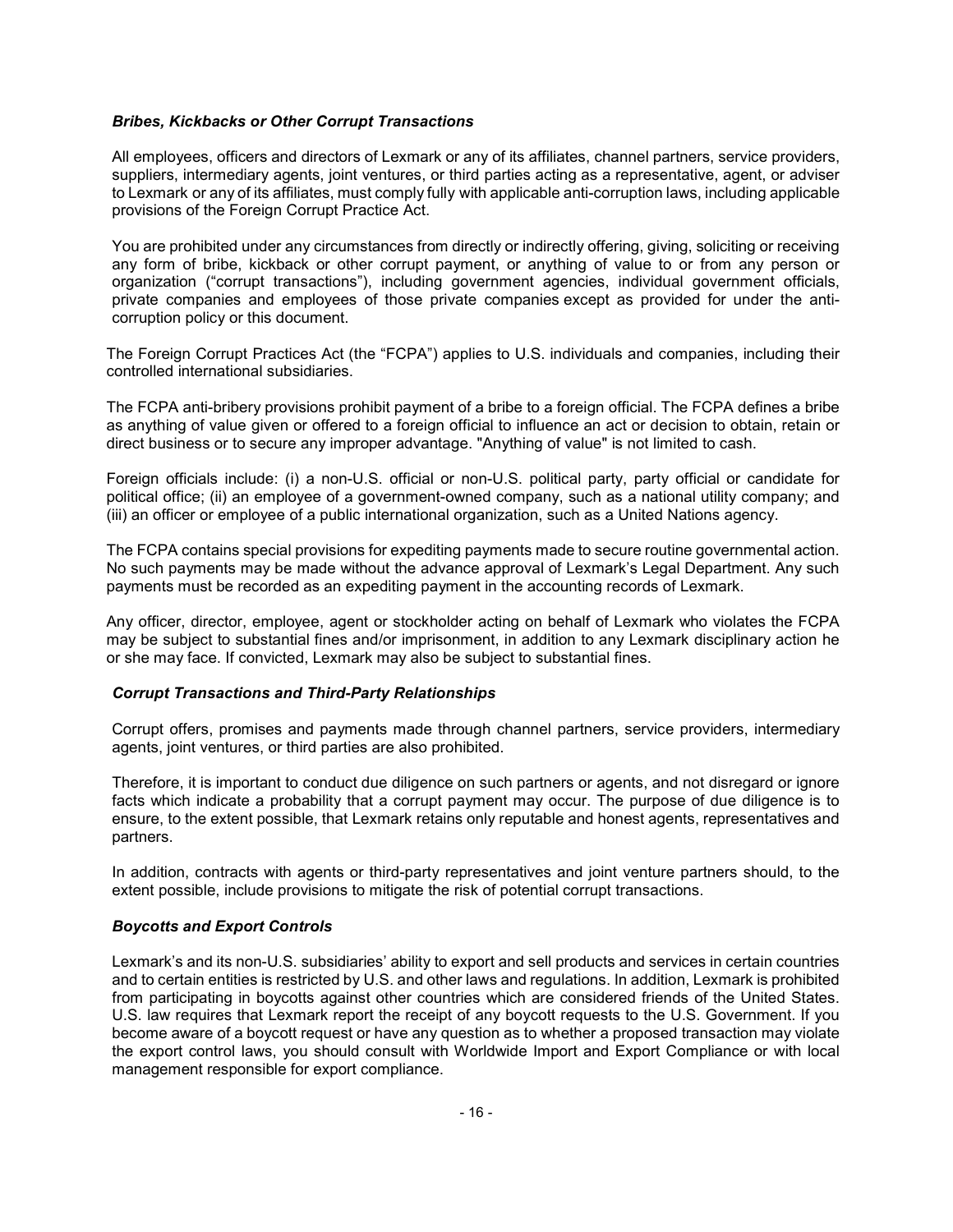### *Bribes, Kickbacks or Other Corrupt Transactions*

All employees, officers and directors of Lexmark or any of its affiliates, channel partners, service providers, suppliers, intermediary agents, joint ventures, or third parties acting as a representative, agent, or adviser to Lexmark or any of its affiliates, must comply fully with applicable anti-corruption laws, including applicable provisions of the Foreign Corrupt Practice Act.

You are prohibited under any circumstances from directly or indirectly offering, giving, soliciting or receiving any form of bribe, kickback or other corrupt payment, or anything of value to or from any person or organization ("corrupt transactions"), including government agencies, individual government officials, private companies and employees of those private companies except as provided for under the anti-corruption policy or this document.

The Foreign Corrupt Practices Act (the "FCPA") applies to U.S. individuals and companies, including their controlled international subsidiaries.

The FCPA anti-bribery provisions prohibit payment of a bribe to a foreign official. The FCPA defines a bribe as anything of value given or offered to a foreign official to influence an act or decision to obtain, retain or direct business or to secure any improper advantage. "Anything of value" is not limited to cash.

Foreign officials include: (i) a non-U.S. official or non-U.S. political party, party official or candidate for political office; (ii) an employee of a government-owned company, such as a national utility company; and (iii) an officer or employee of a public international organization, such as a United Nations agency.

The FCPA contains special provisions for expediting payments made to secure routine governmental action. No such payments may be made without the advance approval of Lexmark's Legal Department. Any such payments must be recorded as an expediting payment in the accounting records of Lexmark.

Any officer, director, employee, agent or stockholder acting on behalf of Lexmark who violates the FCPA may be subject to substantial fines and/or imprisonment, in addition to any Lexmark disciplinary action he or she may face. If convicted, Lexmark may also be subject to substantial fines.

### *Corrupt Transactions and Third-Party Relationships*

Corrupt offers, promises and payments made through channel partners, service providers, intermediary agents, joint ventures, or third parties are also prohibited.

Therefore, it is important to conduct due diligence on such partners or agents, and not disregard or ignore facts which indicate a probability that a corrupt payment may occur. The purpose of due diligence is to ensure, to the extent possible, that Lexmark retains only reputable and honest agents, representatives and partners.

In addition, contracts with agents or third-party representatives and joint venture partners should, to the extent possible, include provisions to mitigate the risk of potential corrupt transactions.

### *Boycotts and Export Controls*

Lexmark's and its non-U.S. subsidiaries' ability to export and sell products and services in certain countries and to certain entities is restricted by U.S. and other laws and regulations. In addition, Lexmark is prohibited from participating in boycotts against other countries which are considered friends of the United States. U.S. law requires that Lexmark report the receipt of any boycott requests to the U.S. Government. If you become aware of a boycott request or have any question as to whether a proposed transaction may violate the export control laws, you should consult with Worldwide Import and Export Compliance or with local management responsible for export compliance.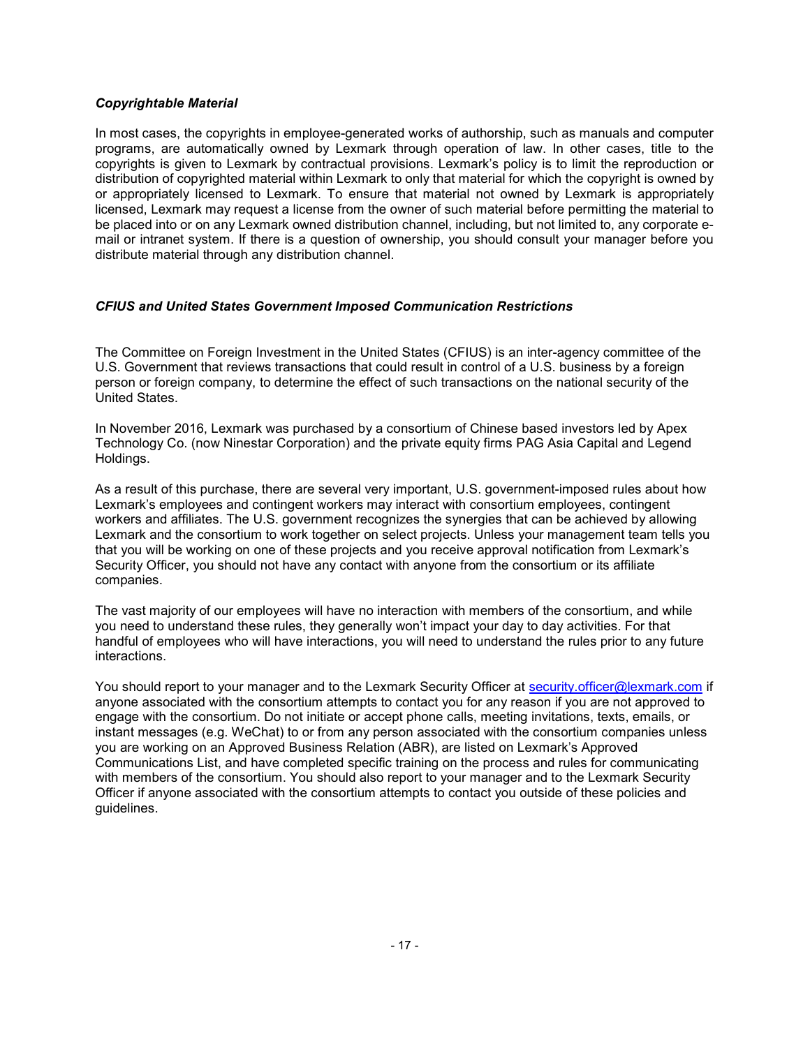### *Copyrightable Material*

In most cases, the copyrights in employee-generated works of authorship, such as manuals and computer programs, are automatically owned by Lexmark through operation of law. In other cases, title to the copyrights is given to Lexmark by contractual provisions. Lexmark's policy is to limit the reproduction or distribution of copyrighted material within Lexmark to only that material for which the copyright is owned by or appropriately licensed to Lexmark. To ensure that material not owned by Lexmark is appropriately licensed, Lexmark may request a license from the owner of such material before permitting the material to be placed into or on any Lexmark owned distribution channel, including, but not limited to, any corporate e-mail or intranet system. If there is a question of ownership, you should consult your manager before you distribute material through any distribution channel.

### *CFIUS and United States Government Imposed Communication Restrictions*

The Committee on Foreign Investment in the United States (CFIUS) is an inter-agency committee of the U.S. Government that reviews transactions that could result in control of a U.S. business by a foreign person or foreign company, to determine the effect of such transactions on the national security of the United States.

In November 2016, Lexmark was purchased by a consortium of Chinese based investors led by Apex Technology Co. (now Ninestar Corporation) and the private equity firms PAG Asia Capital and Legend Holdings.

As a result of this purchase, there are several very important, U.S. government-imposed rules about how Lexmark's employees and contingent workers may interact with consortium employees, contingent workers and affiliates. The U.S. government recognizes the synergies that can be achieved by allowing Lexmark and the consortium to work together on select projects. Unless your management team tells you that you will be working on one of these projects and you receive approval notification from Lexmark's Security Officer, you should not have any contact with anyone from the consortium or its affiliate companies.

The vast majority of our employees will have no interaction with members of the consortium, and while you need to understand these rules, they generally won't impact your day to day activities. For that handful of employees who will have interactions, you will need to understand the rules prior to any future interactions.

You should report to your manager and to the Lexmark Security Officer at security.officer@lexmark.com if anyone associated with the consortium attempts to contact you for any reason if you are not approved to engage with the consortium. Do not initiate or accept phone calls, meeting invitations, texts, emails, or instant messages (e.g. WeChat) to or from any person associated with the consortium companies unless you are working on an Approved Business Relation (ABR), are listed on Lexmark's Approved Communications List, and have completed specific training on the process and rules for communicating with members of the consortium. You should also report to your manager and to the Lexmark Security Officer if anyone associated with the consortium attempts to contact you outside of these policies and guidelines.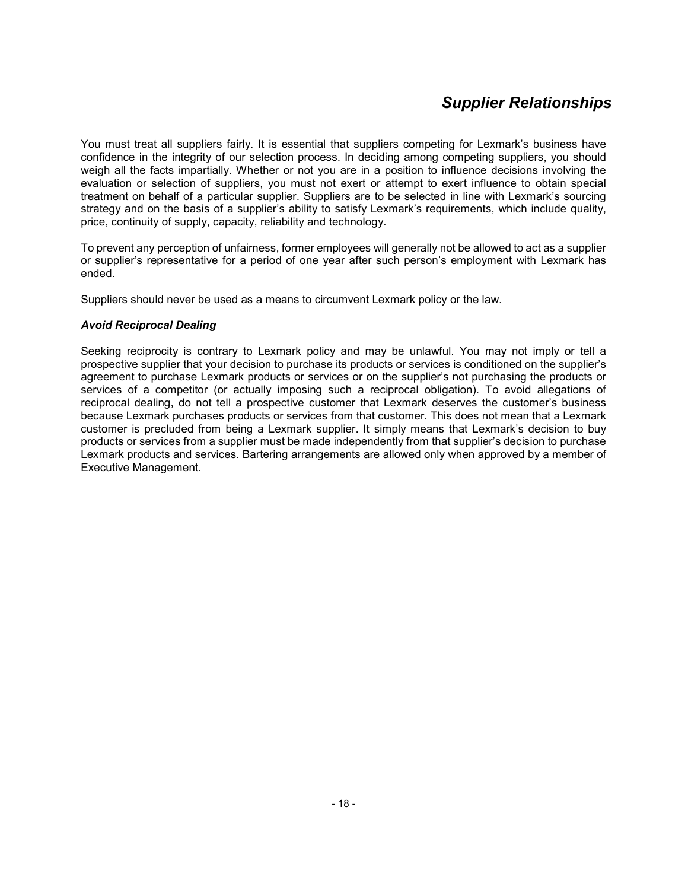## *Supplier Relationships*

You must treat all suppliers fairly. It is essential that suppliers competing for Lexmark's business have confidence in the integrity of our selection process. In deciding among competing suppliers, you should weigh all the facts impartially. Whether or not you are in a position to influence decisions involving the evaluation or selection of suppliers, you must not exert or attempt to exert influence to obtain special treatment on behalf of a particular supplier. Suppliers are to be selected in line with Lexmark's sourcing strategy and on the basis of a supplier's ability to satisfy Lexmark's requirements, which include quality, price, continuity of supply, capacity, reliability and technology.

To prevent any perception of unfairness, former employees will generally not be allowed to act as a supplier or supplier's representative for a period of one year after such person's employment with Lexmark has ended.

Suppliers should never be used as a means to circumvent Lexmark policy or the law.

### *Avoid Reciprocal Dealing*

Seeking reciprocity is contrary to Lexmark policy and may be unlawful. You may not imply or tell a prospective supplier that your decision to purchase its products or services is conditioned on the supplier's agreement to purchase Lexmark products or services or on the supplier's not purchasing the products or services of a competitor (or actually imposing such a reciprocal obligation). To avoid allegations of reciprocal dealing, do not tell a prospective customer that Lexmark deserves the customer's business because Lexmark purchases products or services from that customer. This does not mean that a Lexmark customer is precluded from being a Lexmark supplier. It simply means that Lexmark's decision to buy products or services from a supplier must be made independently from that supplier's decision to purchase Lexmark products and services. Bartering arrangements are allowed only when approved by a member of Executive Management.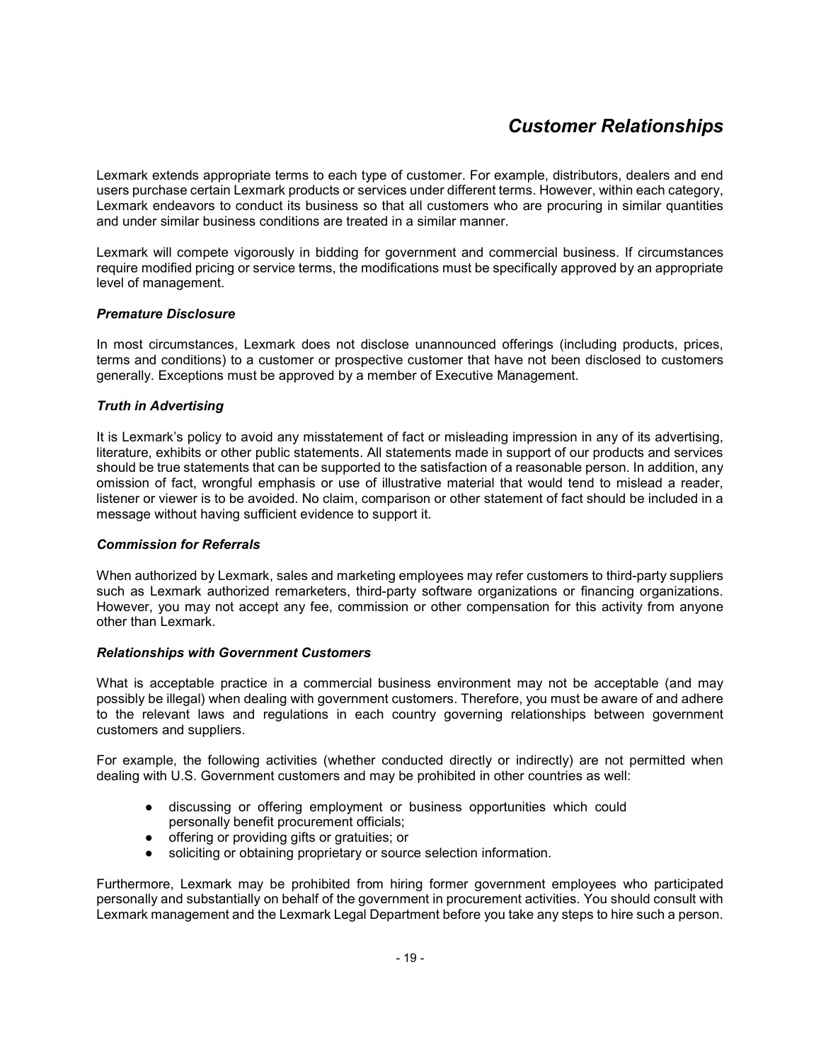# *Customer Relationships*

Lexmark extends appropriate terms to each type of customer. For example, distributors, dealers and end users purchase certain Lexmark products or services under different terms. However, within each category, Lexmark endeavors to conduct its business so that all customers who are procuring in similar quantities and under similar business conditions are treated in a similar manner.

Lexmark will compete vigorously in bidding for government and commercial business. If circumstances require modified pricing or service terms, the modifications must be specifically approved by an appropriate level of management.

### *Premature Disclosure*

In most circumstances, Lexmark does not disclose unannounced offerings (including products, prices, terms and conditions) to a customer or prospective customer that have not been disclosed to customers generally. Exceptions must be approved by a member of Executive Management.

### *Truth in Advertising*

It is Lexmark's policy to avoid any misstatement of fact or misleading impression in any of its advertising, literature, exhibits or other public statements. All statements made in support of our products and services should be true statements that can be supported to the satisfaction of a reasonable person. In addition, any omission of fact, wrongful emphasis or use of illustrative material that would tend to mislead a reader, listener or viewer is to be avoided. No claim, comparison or other statement of fact should be included in a message without having sufficient evidence to support it.

### *Commission for Referrals*

When authorized by Lexmark, sales and marketing employees may refer customers to third-party suppliers such as Lexmark authorized remarketers, third-party software organizations or financing organizations. However, you may not accept any fee, commission or other compensation for this activity from anyone other than Lexmark.

### *Relationships with Government Customers*

What is acceptable practice in a commercial business environment may not be acceptable (and may possibly be illegal) when dealing with government customers. Therefore, you must be aware of and adhere to the relevant laws and regulations in each country governing relationships between government customers and suppliers.

For example, the following activities (whether conducted directly or indirectly) are not permitted when dealing with U.S. Government customers and may be prohibited in other countries as well:

- discussing or offering employment or business opportunities which could personally benefit procurement officials;
- offering or providing gifts or gratuities; or
- soliciting or obtaining proprietary or source selection information.

Furthermore, Lexmark may be prohibited from hiring former government employees who participated personally and substantially on behalf of the government in procurement activities. You should consult with Lexmark management and the Lexmark Legal Department before you take any steps to hire such a person.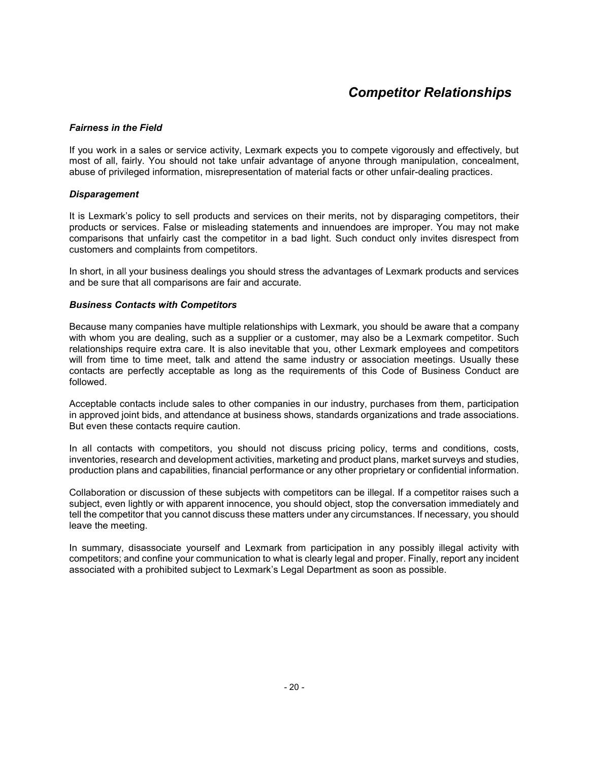# *Competitor Relationships*

### *Fairness in the Field*

If you work in a sales or service activity, Lexmark expects you to compete vigorously and effectively, but most of all, fairly. You should not take unfair advantage of anyone through manipulation, concealment, abuse of privileged information, misrepresentation of material facts or other unfair-dealing practices.

### *Disparagement*

It is Lexmark's policy to sell products and services on their merits, not by disparaging competitors, their products or services. False or misleading statements and innuendoes are improper. You may not make comparisons that unfairly cast the competitor in a bad light. Such conduct only invites disrespect from customers and complaints from competitors.

In short, in all your business dealings you should stress the advantages of Lexmark products and services and be sure that all comparisons are fair and accurate.

### *Business Contacts with Competitors*

Because many companies have multiple relationships with Lexmark, you should be aware that a company with whom you are dealing, such as a supplier or a customer, may also be a Lexmark competitor. Such relationships require extra care. It is also inevitable that you, other Lexmark employees and competitors will from time to time meet, talk and attend the same industry or association meetings. Usually these contacts are perfectly acceptable as long as the requirements of this Code of Business Conduct are followed.

Acceptable contacts include sales to other companies in our industry, purchases from them, participation in approved joint bids, and attendance at business shows, standards organizations and trade associations. But even these contacts require caution.

In all contacts with competitors, you should not discuss pricing policy, terms and conditions, costs, inventories, research and development activities, marketing and product plans, market surveys and studies, production plans and capabilities, financial performance or any other proprietary or confidential information.

Collaboration or discussion of these subjects with competitors can be illegal. If a competitor raises such a subject, even lightly or with apparent innocence, you should object, stop the conversation immediately and tell the competitor that you cannot discuss these matters under any circumstances. If necessary, you should leave the meeting.

In summary, disassociate yourself and Lexmark from participation in any possibly illegal activity with competitors; and confine your communication to what is clearly legal and proper. Finally, report any incident associated with a prohibited subject to Lexmark's Legal Department as soon as possible.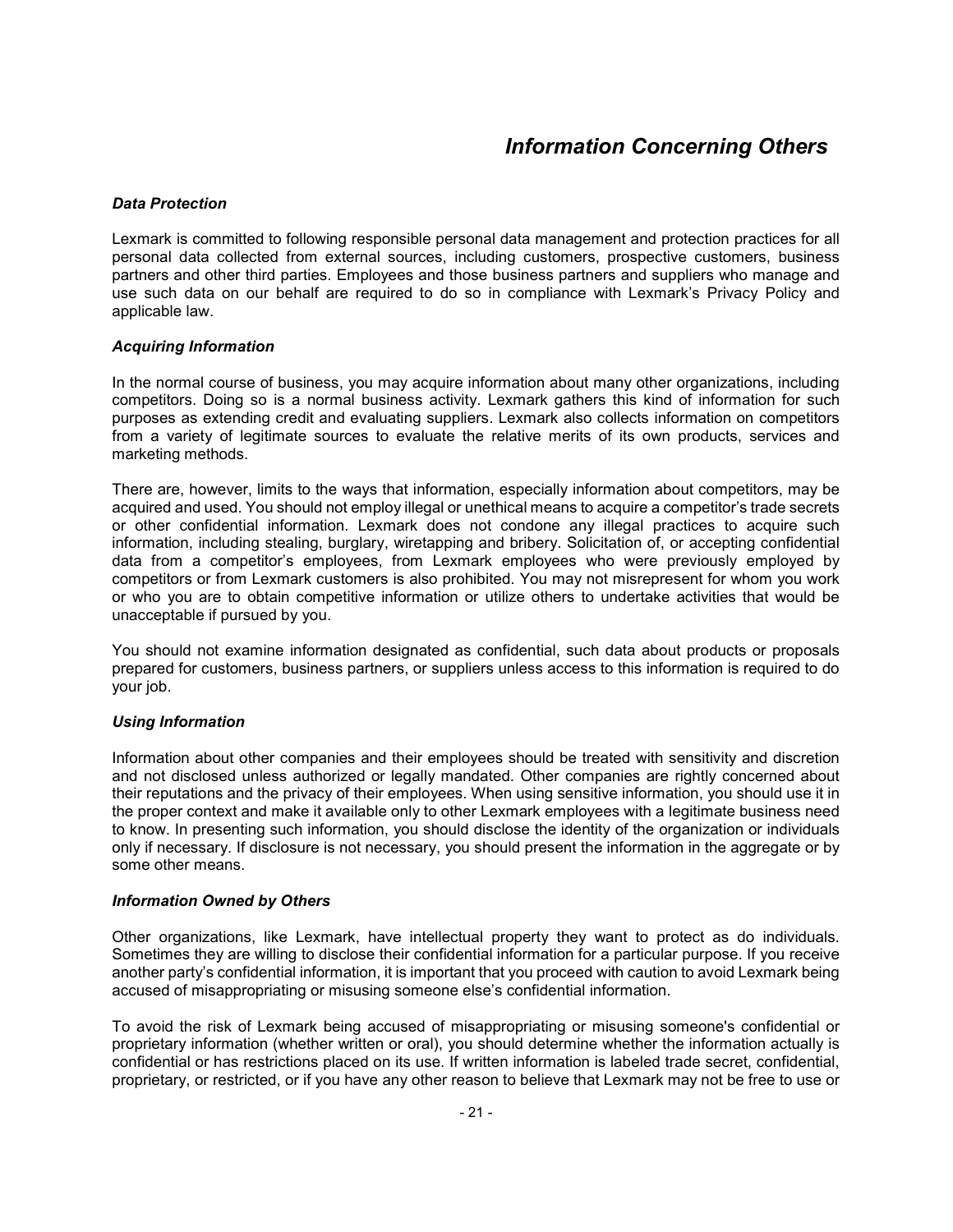# *Information Concerning Others*

### *Data Protection*

Lexmark is committed to following responsible personal data management and protection practices for all personal data collected from external sources, including customers, prospective customers, business partners and other third parties. Employees and those business partners and suppliers who manage and use such data on our behalf are required to do so in compliance with Lexmark's Privacy Policy and applicable law.

### *Acquiring Information*

In the normal course of business, you may acquire information about many other organizations, including competitors. Doing so is a normal business activity. Lexmark gathers this kind of information for such purposes as extending credit and evaluating suppliers. Lexmark also collects information on competitors from a variety of legitimate sources to evaluate the relative merits of its own products, services and marketing methods.

There are, however, limits to the ways that information, especially information about competitors, may be acquired and used. You should not employ illegal or unethical means to acquire a competitor's trade secrets or other confidential information. Lexmark does not condone any illegal practices to acquire such information, including stealing, burglary, wiretapping and bribery. Solicitation of, or accepting confidential data from a competitor's employees, from Lexmark employees who were previously employed by competitors or from Lexmark customers is also prohibited. You may not misrepresent for whom you work or who you are to obtain competitive information or utilize others to undertake activities that would be unacceptable if pursued by you.

You should not examine information designated as confidential, such data about products or proposals prepared for customers, business partners, or suppliers unless access to this information is required to do your job.

### *Using Information*

Information about other companies and their employees should be treated with sensitivity and discretion and not disclosed unless authorized or legally mandated. Other companies are rightly concerned about their reputations and the privacy of their employees. When using sensitive information, you should use it in the proper context and make it available only to other Lexmark employees with a legitimate business need to know. In presenting such information, you should disclose the identity of the organization or individuals only if necessary. If disclosure is not necessary, you should present the information in the aggregate or by some other means.

### *Information Owned by Others*

Other organizations, like Lexmark, have intellectual property they want to protect as do individuals. Sometimes they are willing to disclose their confidential information for a particular purpose. If you receive another party's confidential information, it is important that you proceed with caution to avoid Lexmark being accused of misappropriating or misusing someone else's confidential information.

To avoid the risk of Lexmark being accused of misappropriating or misusing someone's confidential or proprietary information (whether written or oral), you should determine whether the information actually is confidential or has restrictions placed on its use. If written information is labeled trade secret, confidential, proprietary, or restricted, or if you have any other reason to believe that Lexmark may not be free to use or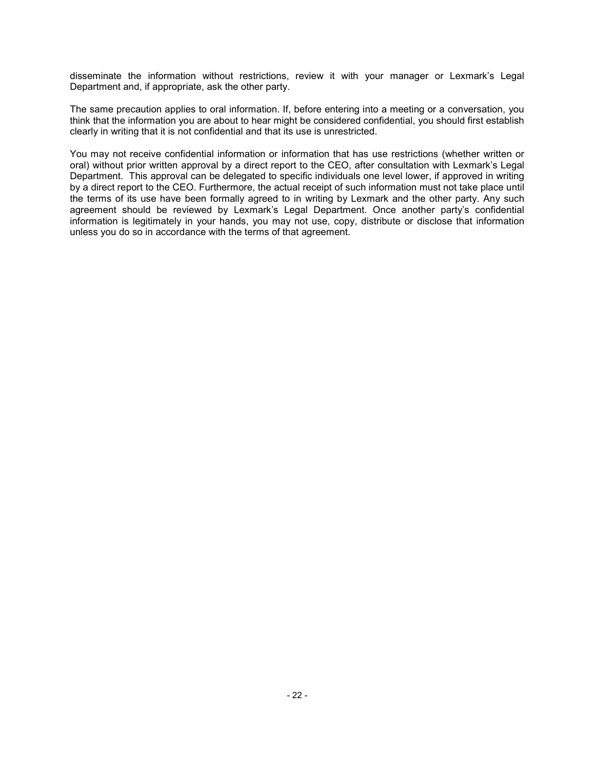disseminate the information without restrictions, review it with your manager or Lexmark's Legal Department and, if appropriate, ask the other party.

The same precaution applies to oral information. If, before entering into a meeting or a conversation, you think that the information you are about to hear might be considered confidential, you should first establish clearly in writing that it is not confidential and that its use is unrestricted.

You may not receive confidential information or information that has use restrictions (whether written or oral) without prior written approval by a direct report to the CEO, after consultation with Lexmark's Legal Department. This approval can be delegated to specific individuals one level lower, if approved in writing by a direct report to the CEO. Furthermore, the actual receipt of such information must not take place until the terms of its use have been formally agreed to in writing by Lexmark and the other party. Any such agreement should be reviewed by Lexmark's Legal Department. Once another party's confidential information is legitimately in your hands, you may not use, copy, distribute or disclose that information unless you do so in accordance with the terms of that agreement.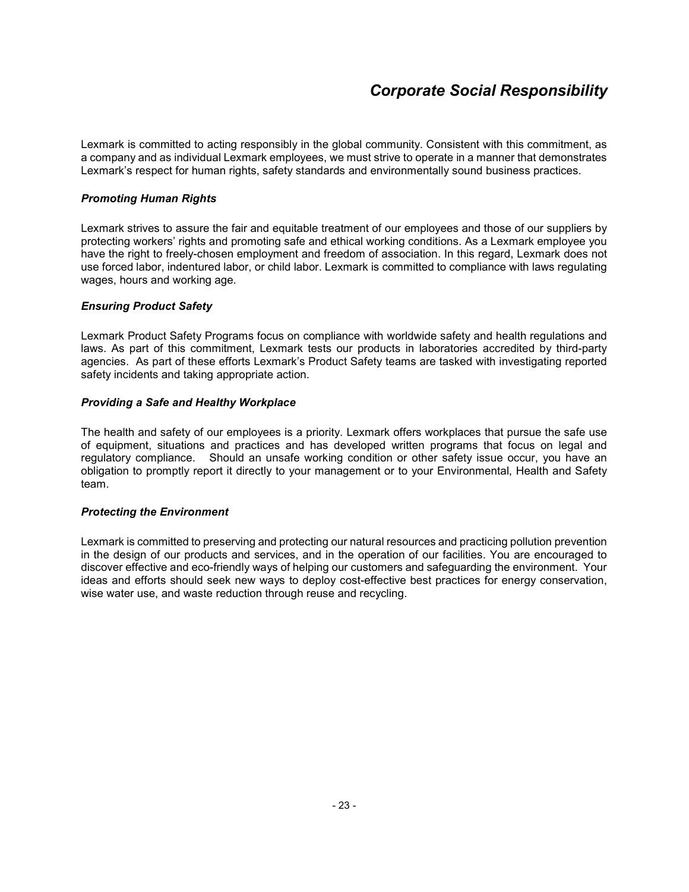# *Corporate Social Responsibility*

Lexmark is committed to acting responsibly in the global community. Consistent with this commitment, as a company and as individual Lexmark employees, we must strive to operate in a manner that demonstrates Lexmark's respect for human rights, safety standards and environmentally sound business practices.

### *Promoting Human Rights*

Lexmark strives to assure the fair and equitable treatment of our employees and those of our suppliers by protecting workers' rights and promoting safe and ethical working conditions. As a Lexmark employee you have the right to freely-chosen employment and freedom of association. In this regard, Lexmark does not use forced labor, indentured labor, or child labor. Lexmark is committed to compliance with laws regulating wages, hours and working age.

### *Ensuring Product Safety*

Lexmark Product Safety Programs focus on compliance with worldwide safety and health regulations and laws. As part of this commitment, Lexmark tests our products in laboratories accredited by third-party agencies. As part of these efforts Lexmark's Product Safety teams are tasked with investigating reported safety incidents and taking appropriate action.

### *Providing a Safe and Healthy Workplace*

The health and safety of our employees is a priority. Lexmark offers workplaces that pursue the safe use of equipment, situations and practices and has developed written programs that focus on legal and regulatory compliance. Should an unsafe working condition or other safety issue occur, you have an obligation to promptly report it directly to your management or to your Environmental, Health and Safety team.

### *Protecting the Environment*

Lexmark is committed to preserving and protecting our natural resources and practicing pollution prevention in the design of our products and services, and in the operation of our facilities. You are encouraged to discover effective and eco-friendly ways of helping our customers and safeguarding the environment. Your ideas and efforts should seek new ways to deploy cost-effective best practices for energy conservation, wise water use, and waste reduction through reuse and recycling.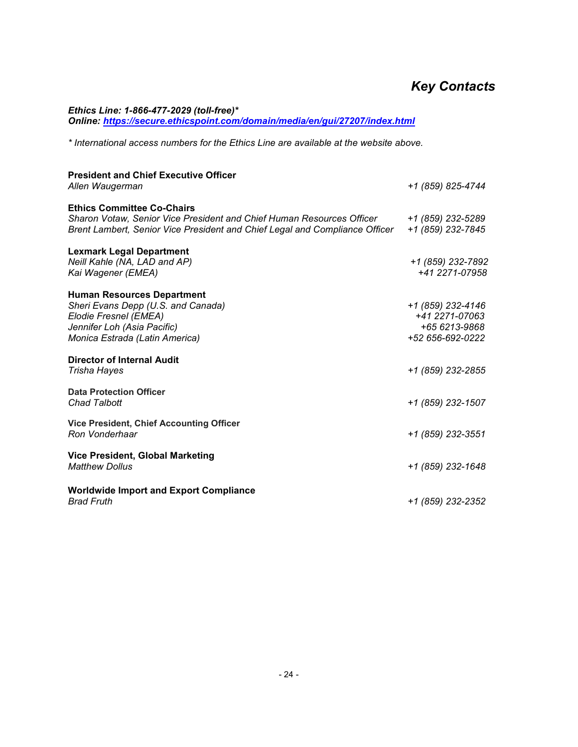# *Key Contacts*

***Ethics Line: 1-866-477-2029 (toll-free)****
***Online: https://secure.ethicspoint.com/domain/media/en/gui/27207/index.html***

*\* International access numbers for the Ethics Line are available at the website above.*

**President and Chief Executive Officer**
*Allen Waugerman* — *+1 (859) 825-4744*

**Ethics Committee Co-Chairs**
*Sharon Votaw, Senior Vice President and Chief Human Resources Officer* — *+1 (859) 232-5289*
*Brent Lambert, Senior Vice President and Chief Legal and Compliance Officer* — *+1 (859) 232-7845*

**Lexmark Legal Department**
*Neill Kahle (NA, LAD and AP)* — *+1 (859) 232-7892*
*Kai Wagener (EMEA)* — *+41 2271-07958*

**Human Resources Department**
*Sheri Evans Depp (U.S. and Canada)* — *+1 (859) 232-4146*
*Elodie Fresnel (EMEA)* — *+41 2271-07063*
*Jennifer Loh (Asia Pacific)* — *+65 6213-9868*
*Monica Estrada (Latin America)* — *+52 656-692-0222*

**Director of Internal Audit**
*Trisha Hayes* — *+1 (859) 232-2855*

**Data Protection Officer**
*Chad Talbott* — *+1 (859) 232-1507*

**Vice President, Chief Accounting Officer**
*Ron Vonderhaar* — *+1 (859) 232-3551*

**Vice President, Global Marketing**
*Matthew Dollus* — *+1 (859) 232-1648*

**Worldwide Import and Export Compliance**
*Brad Fruth* — *+1 (859) 232-2352*